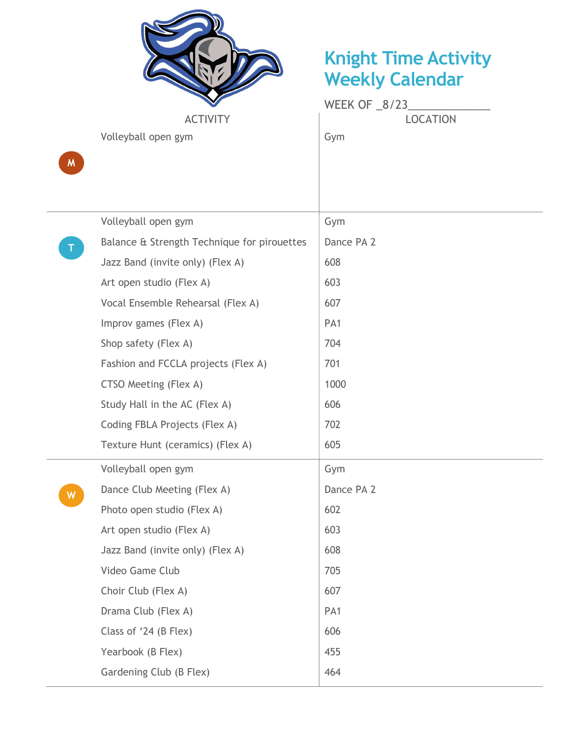# Knight Time Activity Weekly Calendar

WEEK OF _8/23_____________

| | ACTIVITY | LOCATION |
|---|---|---|
| M | Volleyball open gym | Gym |
| T | Volleyball open gym | Gym |
| | Balance & Strength Technique for pirouettes | Dance PA 2 |
| | Jazz Band (invite only) (Flex A) | 608 |
| | Art open studio (Flex A) | 603 |
| | Vocal Ensemble Rehearsal (Flex A) | 607 |
| | Improv games (Flex A) | PA1 |
| | Shop safety (Flex A) | 704 |
| | Fashion and FCCLA projects (Flex A) | 701 |
| | CTSO Meeting (Flex A) | 1000 |
| | Study Hall in the AC (Flex A) | 606 |
| | Coding FBLA Projects (Flex A) | 702 |
| | Texture Hunt (ceramics) (Flex A) | 605 |
| W | Volleyball open gym | Gym |
| | Dance Club Meeting (Flex A) | Dance PA 2 |
| | Photo open studio (Flex A) | 602 |
| | Art open studio (Flex A) | 603 |
| | Jazz Band (invite only) (Flex A) | 608 |
| | Video Game Club | 705 |
| | Choir Club (Flex A) | 607 |
| | Drama Club (Flex A) | PA1 |
| | Class of '24 (B Flex) | 606 |
| | Yearbook (B Flex) | 455 |
| | Gardening Club (B Flex) | 464 |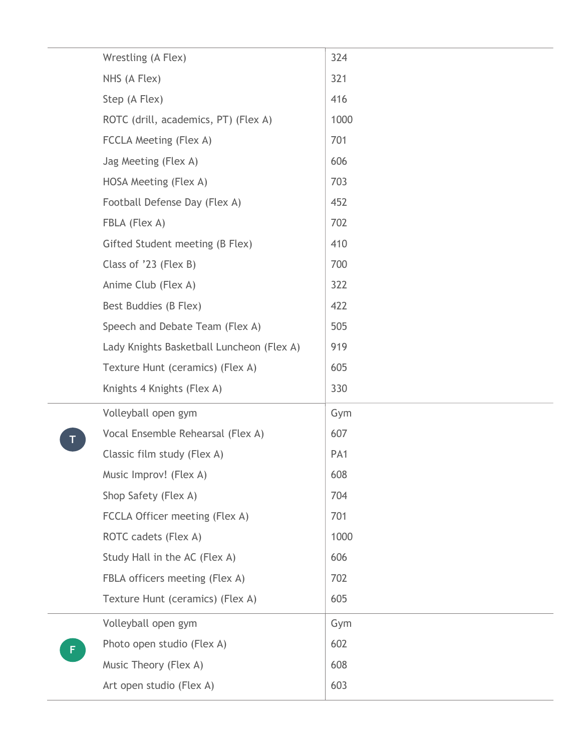| | | |
|---|---|---|
| | Wrestling (A Flex) | 324 |
| | NHS (A Flex) | 321 |
| | Step (A Flex) | 416 |
| | ROTC (drill, academics, PT) (Flex A) | 1000 |
| | FCCLA Meeting (Flex A) | 701 |
| | Jag Meeting (Flex A) | 606 |
| | HOSA Meeting (Flex A) | 703 |
| | Football Defense Day (Flex A) | 452 |
| | FBLA (Flex A) | 702 |
| | Gifted Student meeting (B Flex) | 410 |
| | Class of '23 (Flex B) | 700 |
| | Anime Club (Flex A) | 322 |
| | Best Buddies (B Flex) | 422 |
| | Speech and Debate Team (Flex A) | 505 |
| | Lady Knights Basketball Luncheon (Flex A) | 919 |
| | Texture Hunt (ceramics) (Flex A) | 605 |
| | Knights 4 Knights (Flex A) | 330 |
| T | Volleyball open gym | Gym |
| | Vocal Ensemble Rehearsal (Flex A) | 607 |
| | Classic film study (Flex A) | PA1 |
| | Music Improv! (Flex A) | 608 |
| | Shop Safety (Flex A) | 704 |
| | FCCLA Officer meeting (Flex A) | 701 |
| | ROTC cadets (Flex A) | 1000 |
| | Study Hall in the AC (Flex A) | 606 |
| | FBLA officers meeting (Flex A) | 702 |
| | Texture Hunt (ceramics) (Flex A) | 605 |
| F | Volleyball open gym | Gym |
| | Photo open studio (Flex A) | 602 |
| | Music Theory (Flex A) | 608 |
| | Art open studio (Flex A) | 603 |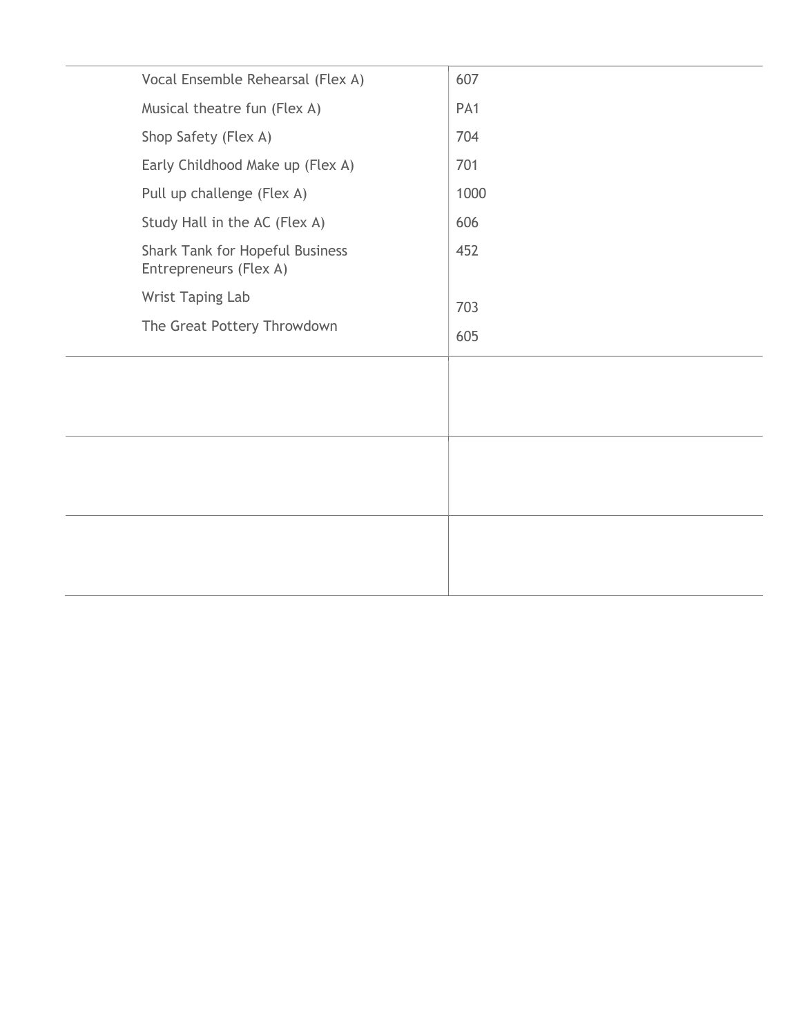| | |
|---|---|
| Vocal Ensemble Rehearsal (Flex A) | 607 |
| Musical theatre fun (Flex A) | PA1 |
| Shop Safety (Flex A) | 704 |
| Early Childhood Make up (Flex A) | 701 |
| Pull up challenge (Flex A) | 1000 |
| Study Hall in the AC (Flex A) | 606 |
| Shark Tank for Hopeful Business Entrepreneurs (Flex A) | 452 |
| Wrist Taping Lab | 703 |
| The Great Pottery Throwdown | 605 |
| | |
| | |
| | |